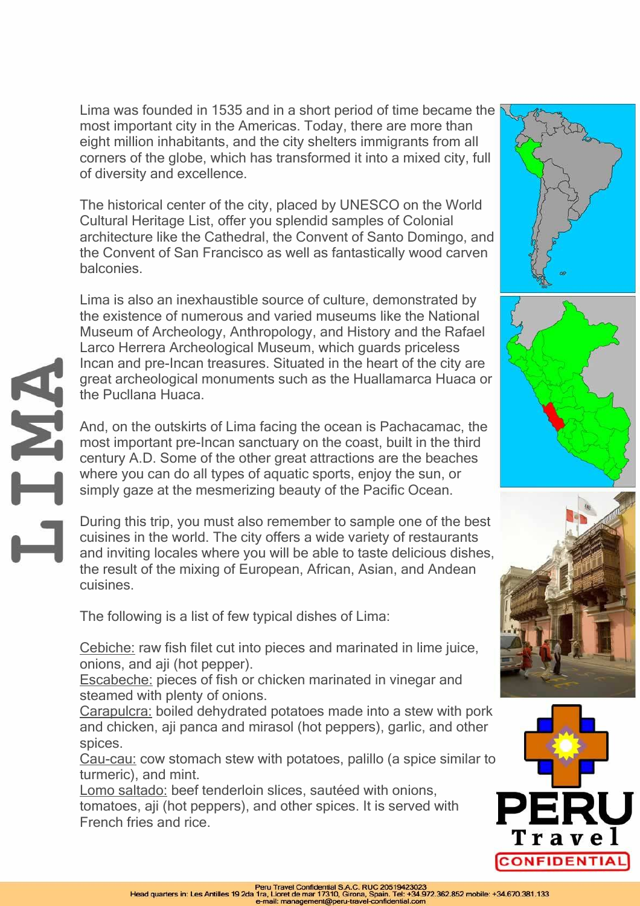# LIMA

Lima was founded in 1535 and in a short period of time became the most important city in the Americas. Today, there are more than eight million inhabitants, and the city shelters immigrants from all corners of the globe, which has transformed it into a mixed city, full of diversity and excellence.

The historical center of the city, placed by UNESCO on the World Cultural Heritage List, offer you splendid samples of Colonial architecture like the Cathedral, the Convent of Santo Domingo, and the Convent of San Francisco as well as fantastically wood carven balconies.

Lima is also an inexhaustible source of culture, demonstrated by the existence of numerous and varied museums like the National Museum of Archeology, Anthropology, and History and the Rafael Larco Herrera Archeological Museum, which guards priceless Incan and pre-Incan treasures. Situated in the heart of the city are great archeological monuments such as the Huallamarca Huaca or the Pucllana Huaca.

And, on the outskirts of Lima facing the ocean is Pachacamac, the most important pre-Incan sanctuary on the coast, built in the third century A.D. Some of the other great attractions are the beaches where you can do all types of aquatic sports, enjoy the sun, or simply gaze at the mesmerizing beauty of the Pacific Ocean.

During this trip, you must also remember to sample one of the best cuisines in the world. The city offers a wide variety of restaurants and inviting locales where you will be able to taste delicious dishes, the result of the mixing of European, African, Asian, and Andean cuisines.

The following is a list of few typical dishes of Lima:

Cebiche: raw fish filet cut into pieces and marinated in lime juice, onions, and aji (hot pepper).
Escabeche: pieces of fish or chicken marinated in vinegar and steamed with plenty of onions.
Carapulcra: boiled dehydrated potatoes made into a stew with pork and chicken, aji panca and mirasol (hot peppers), garlic, and other spices.
Cau-cau: cow stomach stew with potatoes, palillo (a spice similar to turmeric), and mint.
Lomo saltado: beef tenderloin slices, sautéed with onions, tomatoes, aji (hot peppers), and other spices. It is served with French fries and rice.

PERU Travel CONFIDENTIAL

Peru Travel Confidential S.A.C. RUC 20519423023
Head quarters in: Les Antilles 19 2da 1ra, Lloret de mar 17310, Girona, Spain. Tel: +34.972.362.852 mobile: +34.670.381.133
e-mail: management@peru-travel-confidential.com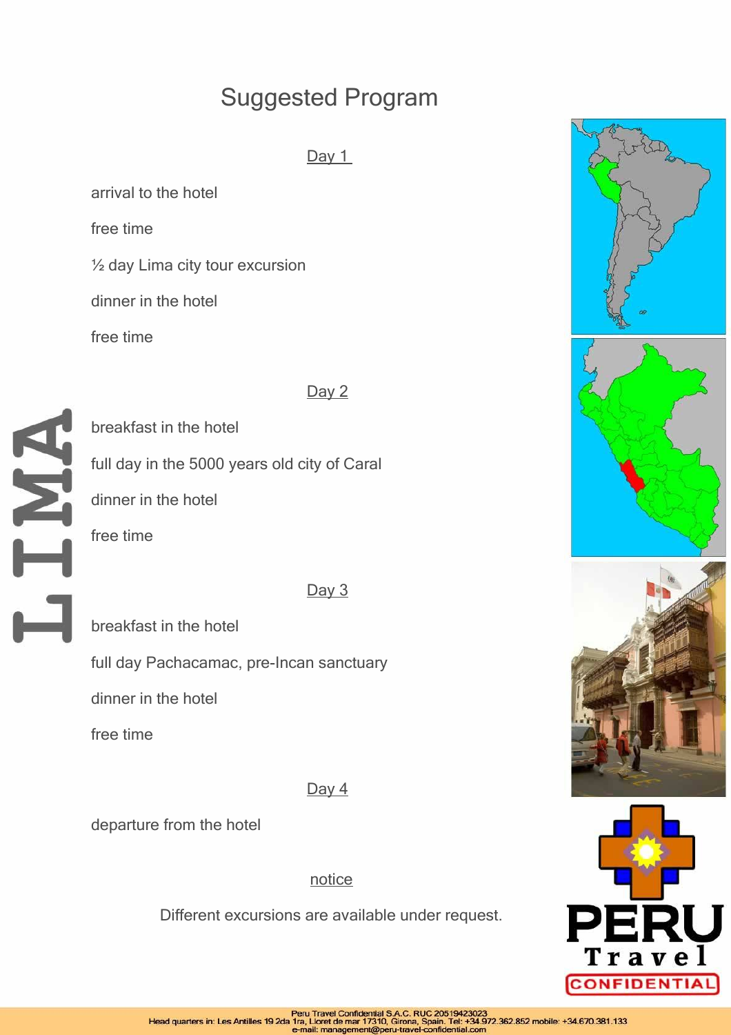# Suggested Program

LIMA

## Day 1

arrival to the hotel

free time

½ day Lima city tour excursion

dinner in the hotel

free time

## Day 2

breakfast in the hotel

full day in the 5000 years old city of Caral

dinner in the hotel

free time

## Day 3

breakfast in the hotel

full day Pachacamac, pre-Incan sanctuary

dinner in the hotel

free time

## Day 4

departure from the hotel

## notice

Different excursions are available under request.

PERU Travel CONFIDENTIAL

Peru Travel Confidential S.A.C. RUC 20519423023
Head quarters in: Les Antilles 19 2da 1ra, Lloret de mar 17310, Girona, Spain. Tel: +34.972.362.852 mobile: +34.670.381.133
e-mail: management@peru-travel-confidential.com